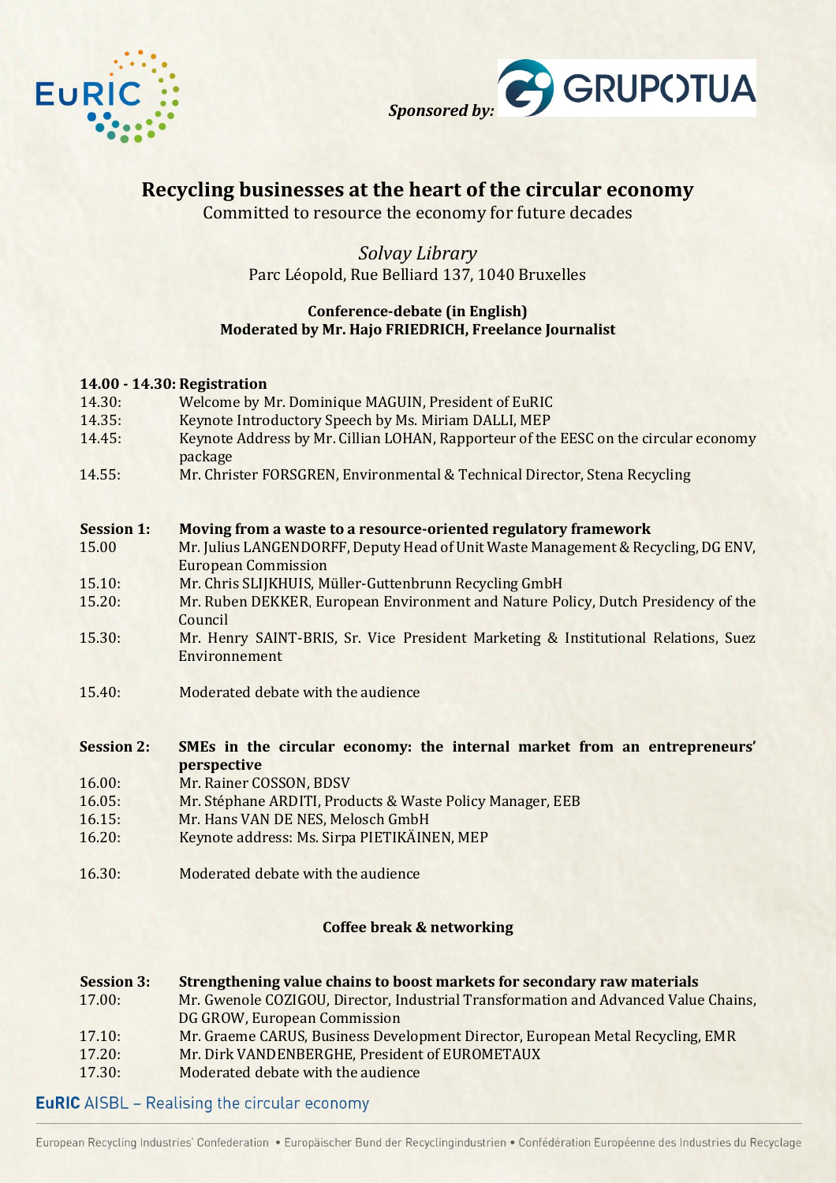*Sponsored by:*

# Recycling businesses at the heart of the circular economy

Committed to resource the economy for future decades

*Solvay Library*

Parc Léopold, Rue Belliard 137, 1040 Bruxelles

**Conference-debate (in English)**
**Moderated by Mr. Hajo FRIEDRICH, Freelance Journalist**

**14.00 - 14.30: Registration**

| | |
|---|---|
| 14.30: | Welcome by Mr. Dominique MAGUIN, President of EuRIC |
| 14.35: | Keynote Introductory Speech by Ms. Miriam DALLI, MEP |
| 14.45: | Keynote Address by Mr. Cillian LOHAN, Rapporteur of the EESC on the circular economy package |
| 14.55: | Mr. Christer FORSGREN, Environmental & Technical Director, Stena Recycling |

| | |
|---|---|
| **Session 1:** | **Moving from a waste to a resource-oriented regulatory framework** |
| 15.00 | Mr. Julius LANGENDORFF, Deputy Head of Unit Waste Management & Recycling, DG ENV, European Commission |
| 15.10: | Mr. Chris SLIJKHUIS, Müller-Guttenbrunn Recycling GmbH |
| 15.20: | Mr. Ruben DEKKER, European Environment and Nature Policy, Dutch Presidency of the Council |
| 15.30: | Mr. Henry SAINT-BRIS, Sr. Vice President Marketing & Institutional Relations, Suez Environnement |
| 15.40: | Moderated debate with the audience |

| | |
|---|---|
| **Session 2:** | **SMEs in the circular economy: the internal market from an entrepreneurs' perspective** |
| 16.00: | Mr. Rainer COSSON, BDSV |
| 16.05: | Mr. Stéphane ARDITI, Products & Waste Policy Manager, EEB |
| 16.15: | Mr. Hans VAN DE NES, Melosch GmbH |
| 16.20: | Keynote address: Ms. Sirpa PIETIKÄINEN, MEP |
| 16.30: | Moderated debate with the audience |

**Coffee break & networking**

| | |
|---|---|
| **Session 3:** | **Strengthening value chains to boost markets for secondary raw materials** |
| 17.00: | Mr. Gwenole COZIGOU, Director, Industrial Transformation and Advanced Value Chains, DG GROW, European Commission |
| 17.10: | Mr. Graeme CARUS, Business Development Director, European Metal Recycling, EMR |
| 17.20: | Mr. Dirk VANDENBERGHE, President of EUROMETAUX |
| 17.30: | Moderated debate with the audience |

**EuRIC** AISBL – Realising the circular economy

European Recycling Industries' Confederation • Europäischer Bund der Recyclingindustrien • Confédération Européenne des Industries du Recyclage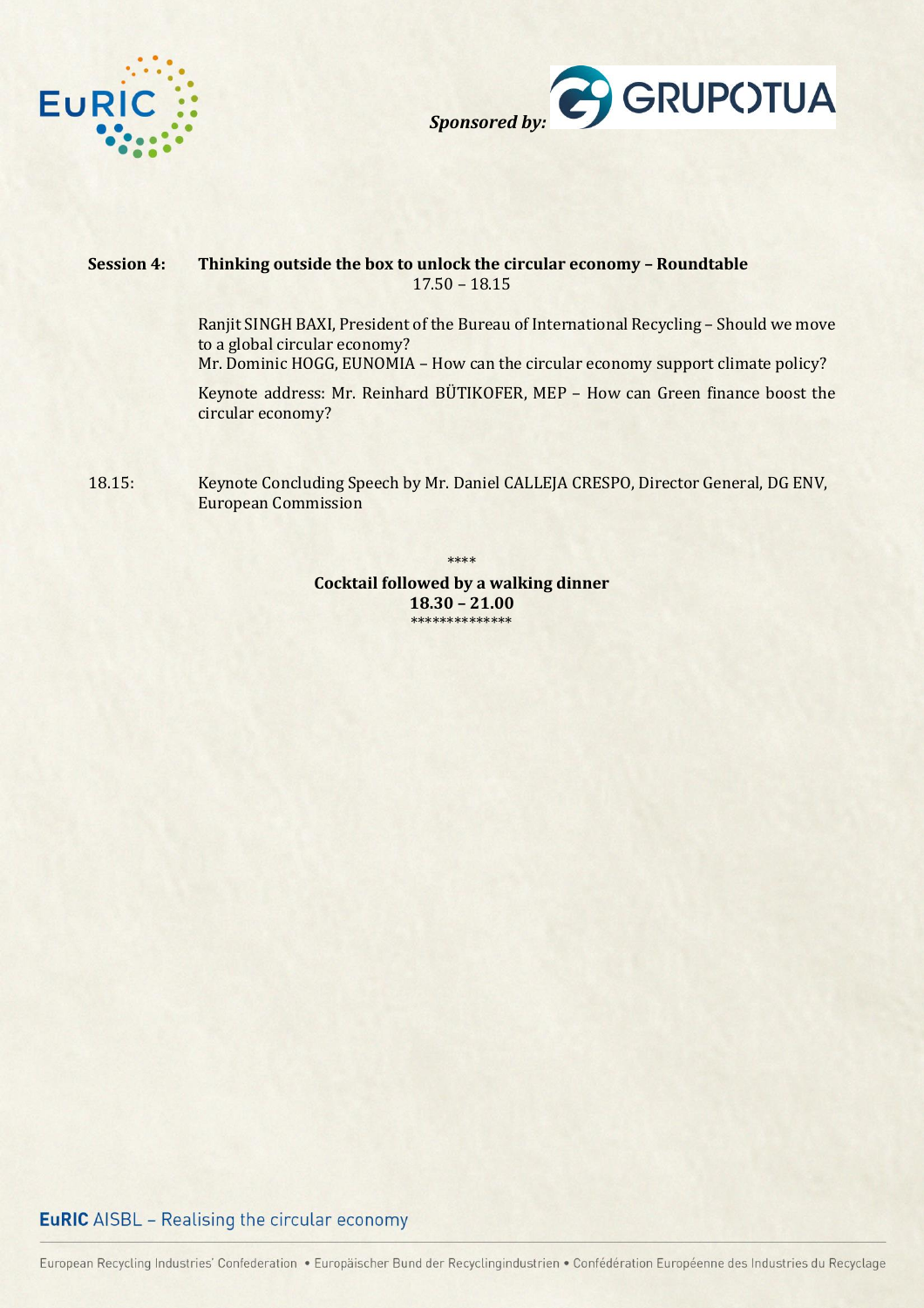*Sponsored by:*

**Session 4:** **Thinking outside the box to unlock the circular economy – Roundtable**
17.50 – 18.15

Ranjit SINGH BAXI, President of the Bureau of International Recycling – Should we move to a global circular economy?
Mr. Dominic HOGG, EUNOMIA – How can the circular economy support climate policy?

Keynote address: Mr. Reinhard BÜTIKOFER, MEP – How can Green finance boost the circular economy?

18.15: Keynote Concluding Speech by Mr. Daniel CALLEJA CRESPO, Director General, DG ENV, European Commission

****

**Cocktail followed by a walking dinner**
**18.30 – 21.00**
**************

**EuRIC** AISBL – Realising the circular economy

European Recycling Industries' Confederation • Europäischer Bund der Recyclingindustrien • Confédération Européenne des Industries du Recyclage